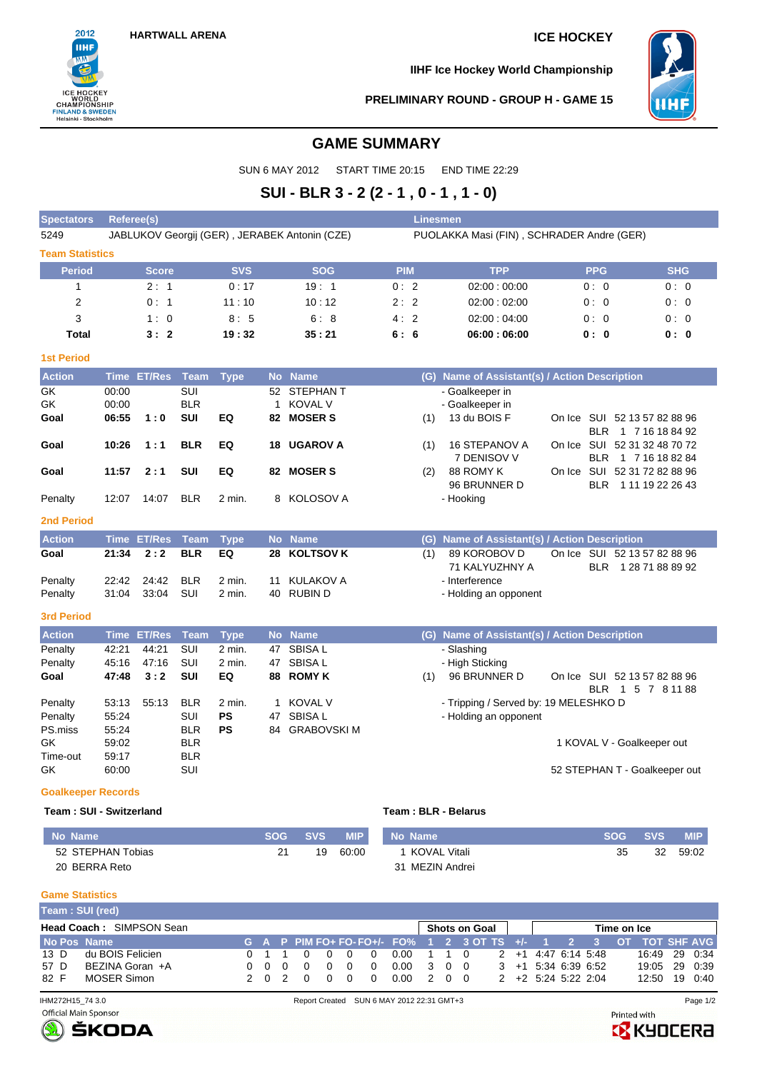HARTWALL ARENA

ICE HOCKEY

IIHF Ice Hockey World Championship

PRELIMINARY ROUND - GROUP H - GAME 15

# GAME SUMMARY

SUN 6 MAY 2012 START TIME 20:15 END TIME 22:29

## SUI - BLR 3 - 2 (2 - 1 , 0 - 1 , 1 - 0)

| Spectators | Referee(s) | Linesmen |
|---|---|---|
| 5249 | JABLUKOV Georgij (GER) , JERABEK Antonin (CZE) | PUOLAKKA Masi (FIN) , SCHRADER Andre (GER) |

### Team Statistics

| Period | Score | SVS | SOG | PIM | TPP | PPG | SHG |
|---|---|---|---|---|---|---|---|
| 1 | 2 : 1 | 0 : 17 | 19 : 1 | 0 : 2 | 02:00 : 00:00 | 0 : 0 | 0 : 0 |
| 2 | 0 : 1 | 11 : 10 | 10 : 12 | 2 : 2 | 02:00 : 02:00 | 0 : 0 | 0 : 0 |
| 3 | 1 : 0 | 8 : 5 | 6 : 8 | 4 : 2 | 02:00 : 04:00 | 0 : 0 | 0 : 0 |
| **Total** | **3 : 2** | **19 : 32** | **35 : 21** | **6 : 6** | **06:00 : 06:00** | **0 : 0** | **0 : 0** |

### 1st Period

| Action | Time | ET/Res | Team | Type | No | Name | (G) | Name of Assistant(s) / Action Description | |
|---|---|---|---|---|---|---|---|---|---|
| GK | 00:00 | | SUI | | 52 | STEPHAN T | | - Goalkeeper in | |
| GK | 00:00 | | BLR | | 1 | KOVAL V | | - Goalkeeper in | |
| **Goal** | **06:55** | **1 : 0** | **SUI** | **EQ** | **82** | **MOSER S** | (1) | 13 du BOIS F | On Ice SUI 52 13 57 82 88 96<br>BLR 1 7 16 18 84 92 |
| **Goal** | **10:26** | **1 : 1** | **BLR** | **EQ** | **18** | **UGAROV A** | (1) | 16 STEPANOV A<br>7 DENISOV V | On Ice SUI 52 31 32 48 70 72<br>BLR 1 7 16 18 82 84 |
| **Goal** | **11:57** | **2 : 1** | **SUI** | **EQ** | **82** | **MOSER S** | (2) | 88 ROMY K<br>96 BRUNNER D | On Ice SUI 52 31 72 82 88 96<br>BLR 1 11 19 22 26 43 |
| Penalty | 12:07 | 14:07 | BLR | 2 min. | 8 | KOLOSOV A | | - Hooking | |

### 2nd Period

| Action | Time | ET/Res | Team | Type | No | Name | (G) | Name of Assistant(s) / Action Description | |
|---|---|---|---|---|---|---|---|---|---|
| **Goal** | **21:34** | **2 : 2** | **BLR** | **EQ** | **28** | **KOLTSOV K** | (1) | 89 KOROBOV D<br>71 KALYUZHNY A | On Ice SUI 52 13 57 82 88 96<br>BLR 1 28 71 88 89 92 |
| Penalty | 22:42 | 24:42 | BLR | 2 min. | 11 | KULAKOV A | | - Interference | |
| Penalty | 31:04 | 33:04 | SUI | 2 min. | 40 | RUBIN D | | - Holding an opponent | |

### 3rd Period

| Action | Time | ET/Res | Team | Type | No | Name | (G) | Name of Assistant(s) / Action Description | |
|---|---|---|---|---|---|---|---|---|---|
| Penalty | 42:21 | 44:21 | SUI | 2 min. | 47 | SBISA L | | - Slashing | |
| Penalty | 45:16 | 47:16 | SUI | 2 min. | 47 | SBISA L | | - High Sticking | |
| **Goal** | **47:48** | **3 : 2** | **SUI** | **EQ** | **88** | **ROMY K** | (1) | 96 BRUNNER D | On Ice SUI 52 13 57 82 88 96<br>BLR 1 5 7 8 11 88 |
| Penalty | 53:13 | 55:13 | BLR | 2 min. | 1 | KOVAL V | | - Tripping / Served by: 19 MELESHKO D | |
| Penalty | 55:24 | | SUI | **PS** | 47 | SBISA L | | - Holding an opponent | |
| PS.miss | 55:24 | | BLR | **PS** | 84 | GRABOVSKI M | | | |
| GK | 59:02 | | BLR | | | | | | 1 KOVAL V - Goalkeeper out |
| Time-out | 59:17 | | BLR | | | | | | |
| GK | 60:00 | | SUI | | | | | | 52 STEPHAN T - Goalkeeper out |

### Goalkeeper Records

**Team : SUI - Switzerland**

| No | Name | SOG | SVS | MIP |
|---|---|---|---|---|
| 52 | STEPHAN Tobias | 21 | 19 | 60:00 |
| 20 | BERRA Reto | | | |

**Team : BLR - Belarus**

| No | Name | SOG | SVS | MIP |
|---|---|---|---|---|
| 1 | KOVAL Vitali | 35 | 32 | 59:02 |
| 31 | MEZIN Andrei | | | |

### Game Statistics

**Team : SUI (red)**

**Head Coach :** SIMPSON Sean

| No | Pos | Name | G | A | P | PIM | FO+ | FO- | FO+/- | FO% | SOG 1 | SOG 2 | SOG 3 | SOG OT | SOG TS | +/- | TOI 1 | TOI 2 | TOI 3 | TOI OT | TOT | SHF | AVG |
|---|---|---|---|---|---|---|---|---|---|---|---|---|---|---|---|---|---|---|---|---|---|---|---|
| 13 | D | du BOIS Felicien | 0 | 1 | 1 | 0 | 0 | 0 | 0 | 0.00 | 1 | 1 | 0 | | 2 | +1 | 4:47 | 6:14 | 5:48 | | 16:49 | 29 | 0:34 |
| 57 | D | BEZINA Goran +A | 0 | 0 | 0 | 0 | 0 | 0 | 0 | 0.00 | 3 | 0 | 0 | | 3 | +1 | 5:34 | 6:39 | 6:52 | | 19:05 | 29 | 0:39 |
| 82 | F | MOSER Simon | 2 | 0 | 2 | 0 | 0 | 0 | 0 | 0.00 | 2 | 0 | 0 | | 2 | +2 | 5:24 | 5:22 | 2:04 | | 12:50 | 19 | 0:40 |

IHM272H15_74 3.0 Report Created SUN 6 MAY 2012 22:31 GMT+3

Official Main Sponsor ŠKODA · Printed with KYOCERA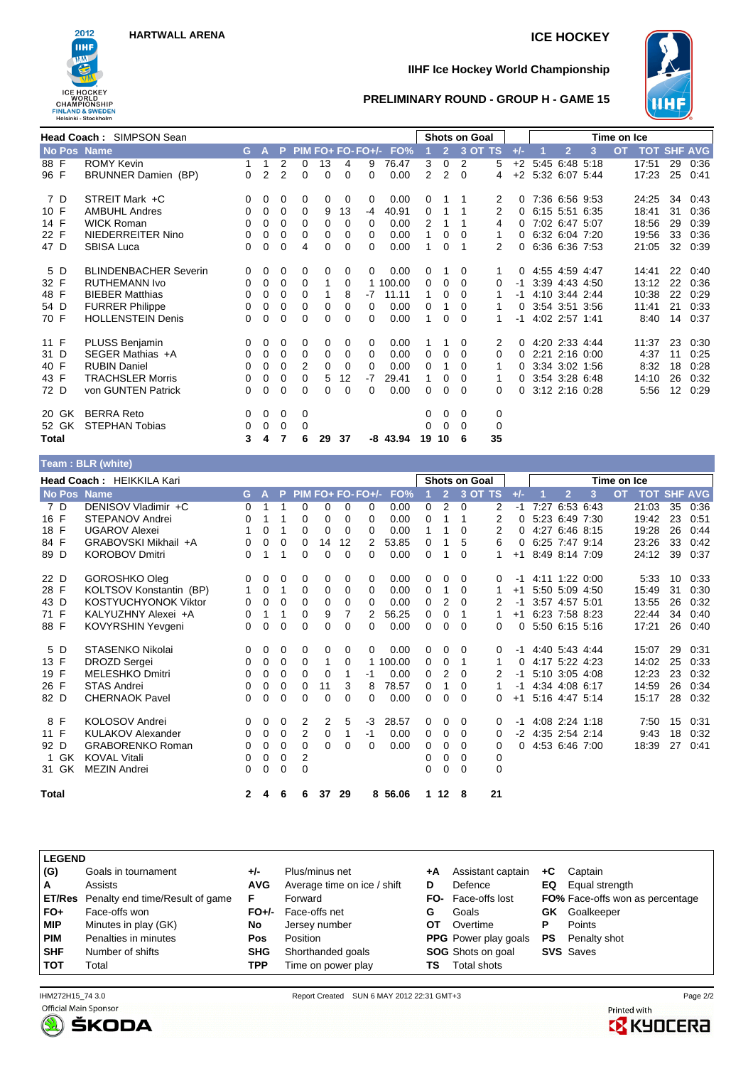# HARTWALL ARENA

## ICE HOCKEY

### IIHF Ice Hockey World Championship

### PRELIMINARY ROUND - GROUP H - GAME 15

**Head Coach :** SIMPSON Sean

| No | Pos | Name | G | A | P | PIM | FO+ | FO- | FO+/- | FO% | SOG 1 | SOG 2 | SOG 3 | SOG OT | SOG TS | +/- | TOI 1 | TOI 2 | TOI 3 | TOI OT | TOT | SHF | AVG |
|---|---|---|---|---|---|---|---|---|---|---|---|---|---|---|---|---|---|---|---|---|---|---|---|
| 88 | F | ROMY Kevin | 1 | 1 | 2 | 0 | 13 | 4 | 9 | 76.47 | 3 | 0 | 2 | | 5 | +2 | 5:45 | 6:48 | 5:18 | | 17:51 | 29 | 0:36 |
| 96 | F | BRUNNER Damien (BP) | 0 | 2 | 2 | 0 | 0 | 0 | 0 | 0.00 | 2 | 2 | 0 | | 4 | +2 | 5:32 | 6:07 | 5:44 | | 17:23 | 25 | 0:41 |
| 7 | D | STREIT Mark +C | 0 | 0 | 0 | 0 | 0 | 0 | 0 | 0.00 | 0 | 1 | 1 | | 2 | 0 | 7:36 | 6:56 | 9:53 | | 24:25 | 34 | 0:43 |
| 10 | F | AMBUHL Andres | 0 | 0 | 0 | 0 | 9 | 13 | -4 | 40.91 | 0 | 1 | 1 | | 2 | 0 | 6:15 | 5:51 | 6:35 | | 18:41 | 31 | 0:36 |
| 14 | F | WICK Roman | 0 | 0 | 0 | 0 | 0 | 0 | 0 | 0.00 | 2 | 1 | 1 | | 4 | 0 | 7:02 | 6:47 | 5:07 | | 18:56 | 29 | 0:39 |
| 22 | F | NIEDERREITER Nino | 0 | 0 | 0 | 0 | 0 | 0 | 0 | 0.00 | 1 | 0 | 0 | | 1 | 0 | 6:32 | 6:04 | 7:20 | | 19:56 | 33 | 0:36 |
| 47 | D | SBISA Luca | 0 | 0 | 0 | 4 | 0 | 0 | 0 | 0.00 | 1 | 0 | 1 | | 2 | 0 | 6:36 | 6:36 | 7:53 | | 21:05 | 32 | 0:39 |
| 5 | D | BLINDENBACHER Severin | 0 | 0 | 0 | 0 | 0 | 0 | 0 | 0.00 | 0 | 1 | 0 | | 1 | 0 | 4:55 | 4:59 | 4:47 | | 14:41 | 22 | 0:40 |
| 32 | F | RUTHEMANN Ivo | 0 | 0 | 0 | 0 | 1 | 0 | 1 | 100.00 | 0 | 0 | 0 | | 0 | -1 | 3:39 | 4:43 | 4:50 | | 13:12 | 22 | 0:36 |
| 48 | F | BIEBER Matthias | 0 | 0 | 0 | 0 | 1 | 8 | -7 | 11.11 | 1 | 0 | 0 | | 1 | -1 | 4:10 | 3:44 | 2:44 | | 10:38 | 22 | 0:29 |
| 54 | D | FURRER Philippe | 0 | 0 | 0 | 0 | 0 | 0 | 0 | 0.00 | 0 | 1 | 0 | | 1 | 0 | 3:54 | 3:51 | 3:56 | | 11:41 | 21 | 0:33 |
| 70 | F | HOLLENSTEIN Denis | 0 | 0 | 0 | 0 | 0 | 0 | 0 | 0.00 | 1 | 0 | 0 | | 1 | -1 | 4:02 | 2:57 | 1:41 | | 8:40 | 14 | 0:37 |
| 11 | F | PLUSS Benjamin | 0 | 0 | 0 | 0 | 0 | 0 | 0 | 0.00 | 1 | 1 | 0 | | 2 | 0 | 4:20 | 2:33 | 4:44 | | 11:37 | 23 | 0:30 |
| 31 | D | SEGER Mathias +A | 0 | 0 | 0 | 0 | 0 | 0 | 0 | 0.00 | 0 | 0 | 0 | | 0 | 0 | 2:21 | 2:16 | 0:00 | | 4:37 | 11 | 0:25 |
| 40 | F | RUBIN Daniel | 0 | 0 | 0 | 2 | 0 | 0 | 0 | 0.00 | 0 | 1 | 0 | | 1 | 0 | 3:34 | 3:02 | 1:56 | | 8:32 | 18 | 0:28 |
| 43 | F | TRACHSLER Morris | 0 | 0 | 0 | 0 | 5 | 12 | -7 | 29.41 | 1 | 0 | 0 | | 1 | 0 | 3:54 | 3:28 | 6:48 | | 14:10 | 26 | 0:32 |
| 72 | D | von GUNTEN Patrick | 0 | 0 | 0 | 0 | 0 | 0 | 0 | 0.00 | 0 | 0 | 0 | | 0 | 0 | 3:12 | 2:16 | 0:28 | | 5:56 | 12 | 0:29 |
| 20 | GK | BERRA Reto | 0 | 0 | 0 | 0 | | | | | 0 | 0 | 0 | | 0 | | | | | | | | |
| 52 | GK | STEPHAN Tobias | 0 | 0 | 0 | 0 | | | | | 0 | 0 | 0 | | 0 | | | | | | | | |
| **Total** | | | **3** | **4** | **7** | **6** | **29** | **37** | **-8** | **43.94** | **19** | **10** | **6** | | **35** | | | | | | | | |

**Team : BLR (white)**

**Head Coach :** HEIKKILA Kari

| No | Pos | Name | G | A | P | PIM | FO+ | FO- | FO+/- | FO% | SOG 1 | SOG 2 | SOG 3 | SOG OT | SOG TS | +/- | TOI 1 | TOI 2 | TOI 3 | TOI OT | TOT | SHF | AVG |
|---|---|---|---|---|---|---|---|---|---|---|---|---|---|---|---|---|---|---|---|---|---|---|---|
| 7 | D | DENISOV Vladimir +C | 0 | 1 | 1 | 0 | 0 | 0 | 0 | 0.00 | 0 | 2 | 0 | | 2 | -1 | 7:27 | 6:53 | 6:43 | | 21:03 | 35 | 0:36 |
| 16 | F | STEPANOV Andrei | 0 | 1 | 1 | 0 | 0 | 0 | 0 | 0.00 | 0 | 1 | 1 | | 2 | 0 | 5:23 | 6:49 | 7:30 | | 19:42 | 23 | 0:51 |
| 18 | F | UGAROV Alexei | 1 | 0 | 1 | 0 | 0 | 0 | 0 | 0.00 | 1 | 1 | 0 | | 2 | 0 | 4:27 | 6:46 | 8:15 | | 19:28 | 26 | 0:44 |
| 84 | F | GRABOVSKI Mikhail +A | 0 | 0 | 0 | 0 | 14 | 12 | 2 | 53.85 | 0 | 1 | 5 | | 6 | 0 | 6:25 | 7:47 | 9:14 | | 23:26 | 33 | 0:42 |
| 89 | D | KOROBOV Dmitri | 0 | 1 | 1 | 0 | 0 | 0 | 0 | 0.00 | 0 | 1 | 0 | | 1 | +1 | 8:49 | 8:14 | 7:09 | | 24:12 | 39 | 0:37 |
| 22 | D | GOROSHKO Oleg | 0 | 0 | 0 | 0 | 0 | 0 | 0 | 0.00 | 0 | 0 | 0 | | 0 | -1 | 4:11 | 1:22 | 0:00 | | 5:33 | 10 | 0:33 |
| 28 | F | KOLTSOV Konstantin (BP) | 1 | 0 | 1 | 0 | 0 | 0 | 0 | 0.00 | 0 | 1 | 0 | | 1 | +1 | 5:50 | 5:09 | 4:50 | | 15:49 | 31 | 0:30 |
| 43 | D | KOSTYUCHYONOK Viktor | 0 | 0 | 0 | 0 | 0 | 0 | 0 | 0.00 | 0 | 2 | 0 | | 2 | -1 | 3:57 | 4:57 | 5:01 | | 13:55 | 26 | 0:32 |
| 71 | F | KALYUZHNY Alexei +A | 0 | 1 | 1 | 0 | 9 | 7 | 2 | 56.25 | 0 | 0 | 1 | | 1 | +1 | 6:23 | 7:58 | 8:23 | | 22:44 | 34 | 0:40 |
| 88 | F | KOVYRSHIN Yevgeni | 0 | 0 | 0 | 0 | 0 | 0 | 0 | 0.00 | 0 | 0 | 0 | | 0 | 0 | 5:50 | 6:15 | 5:16 | | 17:21 | 26 | 0:40 |
| 5 | D | STASENKO Nikolai | 0 | 0 | 0 | 0 | 0 | 0 | 0 | 0.00 | 0 | 0 | 0 | | 0 | -1 | 4:40 | 5:43 | 4:44 | | 15:07 | 29 | 0:31 |
| 13 | F | DROZD Sergei | 0 | 0 | 0 | 0 | 1 | 0 | 1 | 100.00 | 0 | 0 | 1 | | 1 | 0 | 4:17 | 5:22 | 4:23 | | 14:02 | 25 | 0:33 |
| 19 | F | MELESHKO Dmitri | 0 | 0 | 0 | 0 | 0 | 1 | -1 | 0.00 | 0 | 2 | 0 | | 2 | -1 | 5:10 | 3:05 | 4:08 | | 12:23 | 23 | 0:32 |
| 26 | F | STAS Andrei | 0 | 0 | 0 | 0 | 11 | 3 | 8 | 78.57 | 0 | 1 | 0 | | 1 | -1 | 4:34 | 4:08 | 6:17 | | 14:59 | 26 | 0:34 |
| 82 | D | CHERNAOK Pavel | 0 | 0 | 0 | 0 | 0 | 0 | 0 | 0.00 | 0 | 0 | 0 | | 0 | +1 | 5:16 | 4:47 | 5:14 | | 15:17 | 28 | 0:32 |
| 8 | F | KOLOSOV Andrei | 0 | 0 | 0 | 2 | 2 | 5 | -3 | 28.57 | 0 | 0 | 0 | | 0 | -1 | 4:08 | 2:24 | 1:18 | | 7:50 | 15 | 0:31 |
| 11 | F | KULAKOV Alexander | 0 | 0 | 0 | 2 | 0 | 1 | -1 | 0.00 | 0 | 0 | 0 | | 0 | -2 | 4:35 | 2:54 | 2:14 | | 9:43 | 18 | 0:32 |
| 92 | D | GRABORENKO Roman | 0 | 0 | 0 | 0 | 0 | 0 | 0 | 0.00 | 0 | 0 | 0 | | 0 | 0 | 4:53 | 6:46 | 7:00 | | 18:39 | 27 | 0:41 |
| 1 | GK | KOVAL Vitali | 0 | 0 | 0 | 2 | | | | | 0 | 0 | 0 | | 0 | | | | | | | | |
| 31 | GK | MEZIN Andrei | 0 | 0 | 0 | 0 | | | | | 0 | 0 | 0 | | 0 | | | | | | | | |
| **Total** | | | **2** | **4** | **6** | **6** | **37** | **29** | **8** | **56.06** | **1** | **12** | **8** | | **21** | | | | | | | | |

**LEGEND**

| | | | | | | | |
|---|---|---|---|---|---|---|---|
| (G) | Goals in tournament | +/- | Plus/minus net | +A | Assistant captain | +C | Captain |
| A | Assists | AVG | Average time on ice / shift | D | Defence | EQ | Equal strength |
| ET/Res | Penalty end time/Result of game | F | Forward | FO- | Face-offs lost | FO% | Face-offs won as percentage |
| FO+ | Face-offs won | FO+/- | Face-offs net | G | Goals | GK | Goalkeeper |
| MIP | Minutes in play (GK) | No | Jersey number | OT | Overtime | P | Points |
| PIM | Penalties in minutes | Pos | Position | PPG | Power play goals | PS | Penalty shot |
| SHF | Number of shifts | SHG | Shorthanded goals | SOG | Shots on goal | SVS | Saves |
| TOT | Total | TPP | Time on power play | TS | Total shots | | |

IHM272H15_74 3.0 Report Created SUN 6 MAY 2012 22:31 GMT+3